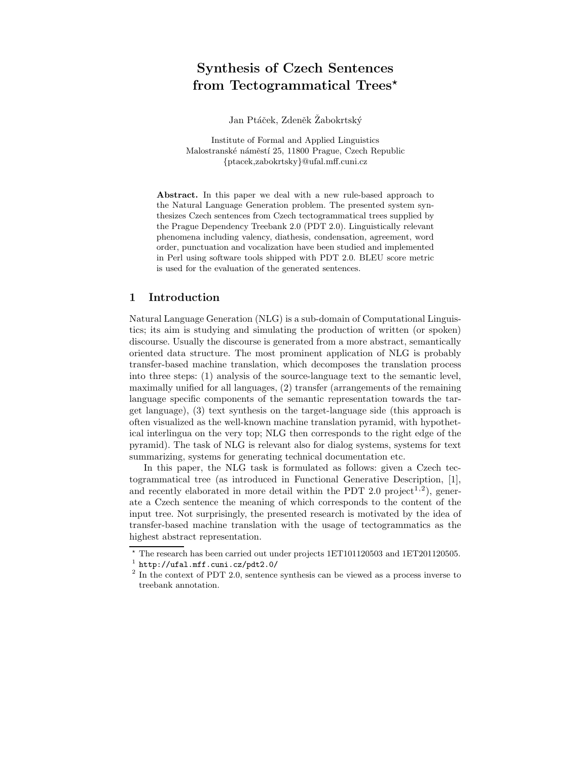# Synthesis of Czech Sentences from Tectogrammatical Trees*

Jan Ptáček, Zdeněk Žabokrtský

Institute of Formal and Applied Linguistics
Malostranské náměstí 25, 11800 Prague, Czech Republic
{ptacek,zabokrtsky}@ufal.mff.cuni.cz

**Abstract.** In this paper we deal with a new rule-based approach to the Natural Language Generation problem. The presented system synthesizes Czech sentences from Czech tectogrammatical trees supplied by the Prague Dependency Treebank 2.0 (PDT 2.0). Linguistically relevant phenomena including valency, diathesis, condensation, agreement, word order, punctuation and vocalization have been studied and implemented in Perl using software tools shipped with PDT 2.0. BLEU score metric is used for the evaluation of the generated sentences.

## 1 Introduction

Natural Language Generation (NLG) is a sub-domain of Computational Linguistics; its aim is studying and simulating the production of written (or spoken) discourse. Usually the discourse is generated from a more abstract, semantically oriented data structure. The most prominent application of NLG is probably transfer-based machine translation, which decomposes the translation process into three steps: (1) analysis of the source-language text to the semantic level, maximally unified for all languages, (2) transfer (arrangements of the remaining language specific components of the semantic representation towards the target language), (3) text synthesis on the target-language side (this approach is often visualized as the well-known machine translation pyramid, with hypothetical interlingua on the very top; NLG then corresponds to the right edge of the pyramid). The task of NLG is relevant also for dialog systems, systems for text summarizing, systems for generating technical documentation etc.

In this paper, the NLG task is formulated as follows: given a Czech tectogrammatical tree (as introduced in Functional Generative Description, [1], and recently elaborated in more detail within the PDT 2.0 project[1,2]), generate a Czech sentence the meaning of which corresponds to the content of the input tree. Not surprisingly, the presented research is motivated by the idea of transfer-based machine translation with the usage of tectogrammatics as the highest abstract representation.

---

* The research has been carried out under projects 1ET101120503 and 1ET201120505.

[1] http://ufal.mff.cuni.cz/pdt2.0/

[2] In the context of PDT 2.0, sentence synthesis can be viewed as a process inverse to treebank annotation.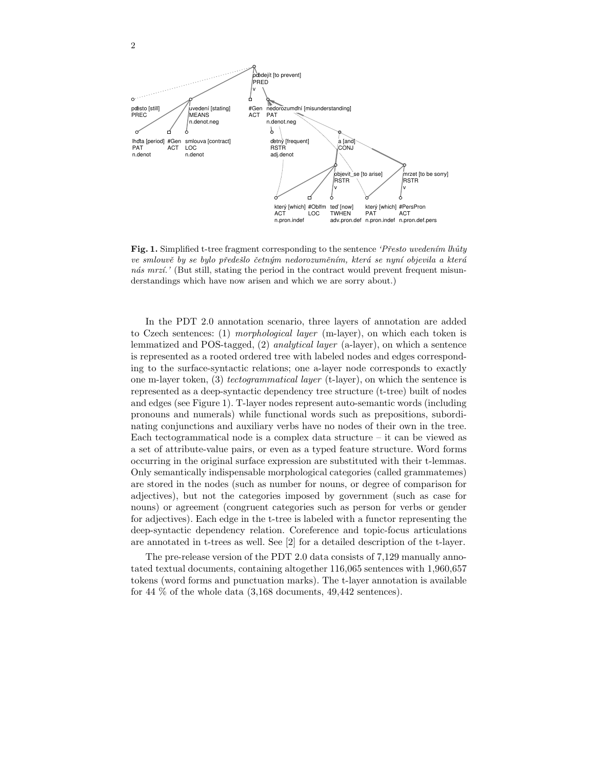**Fig. 1.** Simplified t-tree fragment corresponding to the sentence *'Přesto uvedením lhůty ve smlouvě by se bylo předešlo četným nedorozuměním, která se nyní objevila a která nás mrzí.'* (But still, stating the period in the contract would prevent frequent misunderstandings which have now arisen and which we are sorry about.)

In the PDT 2.0 annotation scenario, three layers of annotation are added to Czech sentences: (1) *morphological layer* (m-layer), on which each token is lemmatized and POS-tagged, (2) *analytical layer* (a-layer), on which a sentence is represented as a rooted ordered tree with labeled nodes and edges corresponding to the surface-syntactic relations; one a-layer node corresponds to exactly one m-layer token, (3) *tectogrammatical layer* (t-layer), on which the sentence is represented as a deep-syntactic dependency tree structure (t-tree) built of nodes and edges (see Figure 1). T-layer nodes represent auto-semantic words (including pronouns and numerals) while functional words such as prepositions, subordinating conjunctions and auxiliary verbs have no nodes of their own in the tree. Each tectogrammatical node is a complex data structure – it can be viewed as a set of attribute-value pairs, or even as a typed feature structure. Word forms occurring in the original surface expression are substituted with their t-lemmas. Only semantically indispensable morphological categories (called grammatemes) are stored in the nodes (such as number for nouns, or degree of comparison for adjectives), but not the categories imposed by government (such as case for nouns) or agreement (congruent categories such as person for verbs or gender for adjectives). Each edge in the t-tree is labeled with a functor representing the deep-syntactic dependency relation. Coreference and topic-focus articulations are annotated in t-trees as well. See [2] for a detailed description of the t-layer.

The pre-release version of the PDT 2.0 data consists of 7,129 manually annotated textual documents, containing altogether 116,065 sentences with 1,960,657 tokens (word forms and punctuation marks). The t-layer annotation is available for 44 % of the whole data (3,168 documents, 49,442 sentences).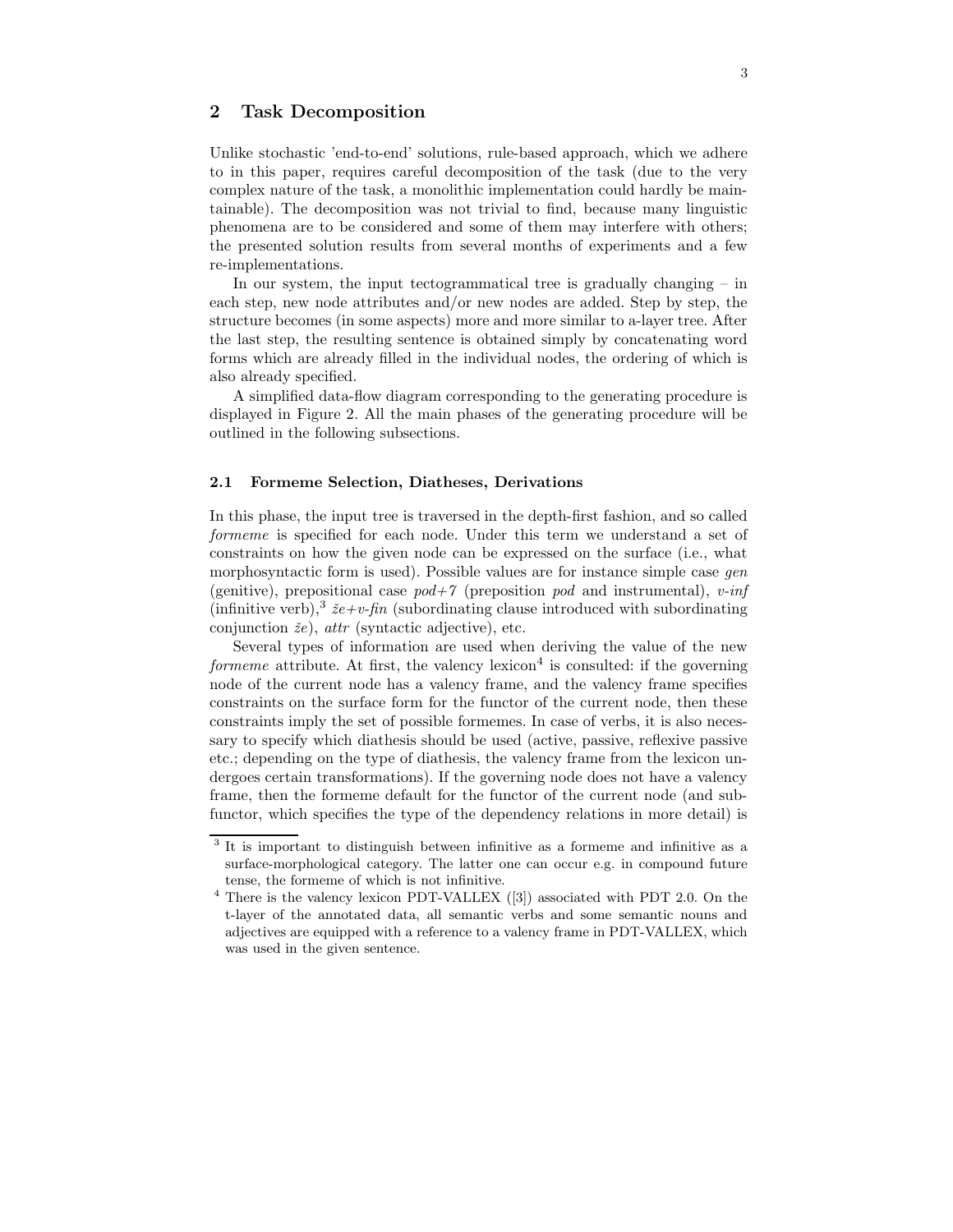## 2 Task Decomposition

Unlike stochastic 'end-to-end' solutions, rule-based approach, which we adhere to in this paper, requires careful decomposition of the task (due to the very complex nature of the task, a monolithic implementation could hardly be maintainable). The decomposition was not trivial to find, because many linguistic phenomena are to be considered and some of them may interfere with others; the presented solution results from several months of experiments and a few re-implementations.

In our system, the input tectogrammatical tree is gradually changing – in each step, new node attributes and/or new nodes are added. Step by step, the structure becomes (in some aspects) more and more similar to a-layer tree. After the last step, the resulting sentence is obtained simply by concatenating word forms which are already filled in the individual nodes, the ordering of which is also already specified.

A simplified data-flow diagram corresponding to the generating procedure is displayed in Figure 2. All the main phases of the generating procedure will be outlined in the following subsections.

### 2.1 Formeme Selection, Diatheses, Derivations

In this phase, the input tree is traversed in the depth-first fashion, and so called *formeme* is specified for each node. Under this term we understand a set of constraints on how the given node can be expressed on the surface (i.e., what morphosyntactic form is used). Possible values are for instance simple case *gen* (genitive), prepositional case *pod+7* (preposition *pod* and instrumental), *v-inf* (infinitive verb),[3] *že+v-fin* (subordinating clause introduced with subordinating conjunction *že*), *attr* (syntactic adjective), etc.

Several types of information are used when deriving the value of the new *formeme* attribute. At first, the valency lexicon[4] is consulted: if the governing node of the current node has a valency frame, and the valency frame specifies constraints on the surface form for the functor of the current node, then these constraints imply the set of possible formemes. In case of verbs, it is also necessary to specify which diathesis should be used (active, passive, reflexive passive etc.; depending on the type of diathesis, the valency frame from the lexicon undergoes certain transformations). If the governing node does not have a valency frame, then the formeme default for the functor of the current node (and subfunctor, which specifies the type of the dependency relations in more detail) is

[3] It is important to distinguish between infinitive as a formeme and infinitive as a surface-morphological category. The latter one can occur e.g. in compound future tense, the formeme of which is not infinitive.

[4] There is the valency lexicon PDT-VALLEX ([3]) associated with PDT 2.0. On the t-layer of the annotated data, all semantic verbs and some semantic nouns and adjectives are equipped with a reference to a valency frame in PDT-VALLEX, which was used in the given sentence.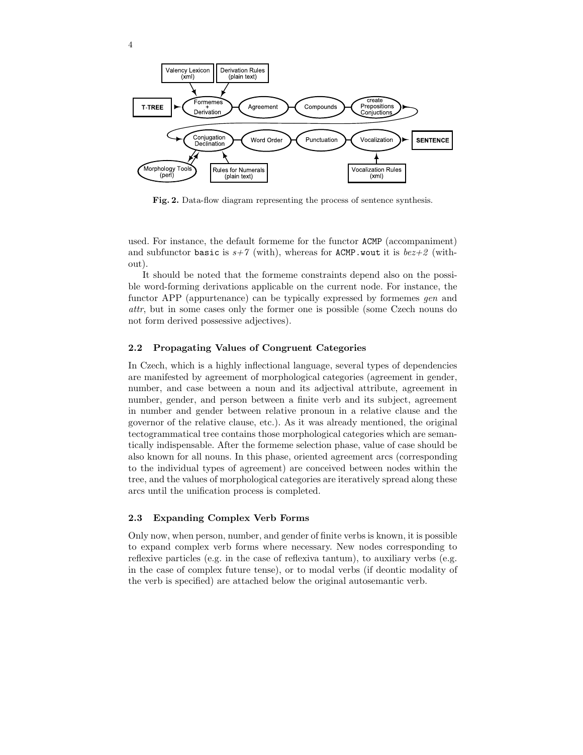**Fig. 2.** Data-flow diagram representing the process of sentence synthesis.

used. For instance, the default formeme for the functor `ACMP` (accompaniment) and subfunctor `basic` is *s+7* (with), whereas for `ACMP.wout` it is *bez+2* (without).

It should be noted that the formeme constraints depend also on the possible word-forming derivations applicable on the current node. For instance, the functor APP (appurtenance) can be typically expressed by formemes *gen* and *attr*, but in some cases only the former one is possible (some Czech nouns do not form derived possessive adjectives).

### 2.2 Propagating Values of Congruent Categories

In Czech, which is a highly inflectional language, several types of dependencies are manifested by agreement of morphological categories (agreement in gender, number, and case between a noun and its adjectival attribute, agreement in number, gender, and person between a finite verb and its subject, agreement in number and gender between relative pronoun in a relative clause and the governor of the relative clause, etc.). As it was already mentioned, the original tectogrammatical tree contains those morphological categories which are semantically indispensable. After the formeme selection phase, value of case should be also known for all nouns. In this phase, oriented agreement arcs (corresponding to the individual types of agreement) are conceived between nodes within the tree, and the values of morphological categories are iteratively spread along these arcs until the unification process is completed.

### 2.3 Expanding Complex Verb Forms

Only now, when person, number, and gender of finite verbs is known, it is possible to expand complex verb forms where necessary. New nodes corresponding to reflexive particles (e.g. in the case of reflexiva tantum), to auxiliary verbs (e.g. in the case of complex future tense), or to modal verbs (if deontic modality of the verb is specified) are attached below the original autosemantic verb.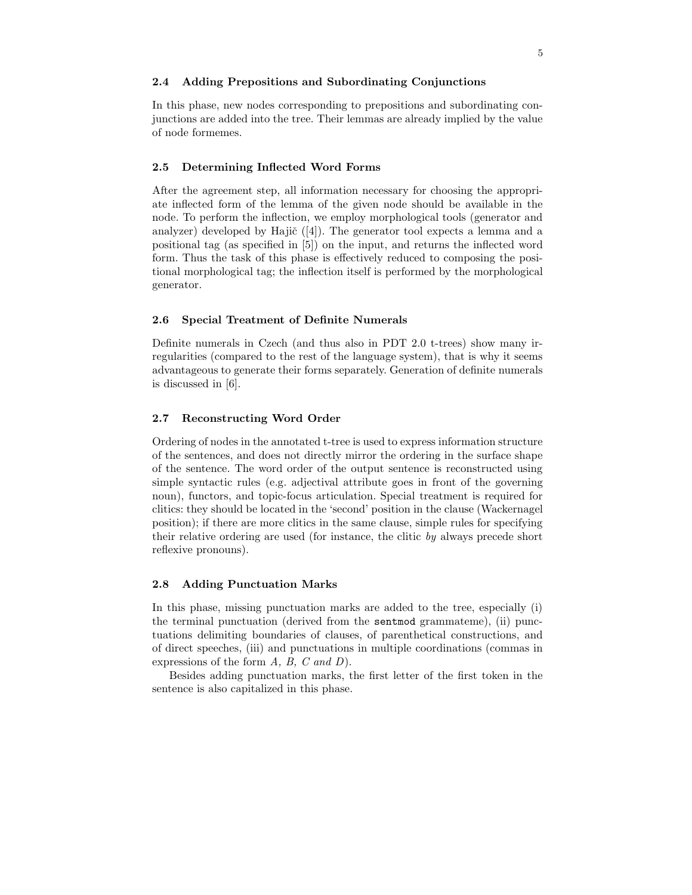### 2.4 Adding Prepositions and Subordinating Conjunctions

In this phase, new nodes corresponding to prepositions and subordinating conjunctions are added into the tree. Their lemmas are already implied by the value of node formemes.

### 2.5 Determining Inflected Word Forms

After the agreement step, all information necessary for choosing the appropriate inflected form of the lemma of the given node should be available in the node. To perform the inflection, we employ morphological tools (generator and analyzer) developed by Hajič ([4]). The generator tool expects a lemma and a positional tag (as specified in [5]) on the input, and returns the inflected word form. Thus the task of this phase is effectively reduced to composing the positional morphological tag; the inflection itself is performed by the morphological generator.

### 2.6 Special Treatment of Definite Numerals

Definite numerals in Czech (and thus also in PDT 2.0 t-trees) show many irregularities (compared to the rest of the language system), that is why it seems advantageous to generate their forms separately. Generation of definite numerals is discussed in [6].

### 2.7 Reconstructing Word Order

Ordering of nodes in the annotated t-tree is used to express information structure of the sentences, and does not directly mirror the ordering in the surface shape of the sentence. The word order of the output sentence is reconstructed using simple syntactic rules (e.g. adjectival attribute goes in front of the governing noun), functors, and topic-focus articulation. Special treatment is required for clitics: they should be located in the 'second' position in the clause (Wackernagel position); if there are more clitics in the same clause, simple rules for specifying their relative ordering are used (for instance, the clitic *by* always precede short reflexive pronouns).

### 2.8 Adding Punctuation Marks

In this phase, missing punctuation marks are added to the tree, especially (i) the terminal punctuation (derived from the `sentmod` grammateme), (ii) punctuations delimiting boundaries of clauses, of parenthetical constructions, and of direct speeches, (iii) and punctuations in multiple coordinations (commas in expressions of the form *A, B, C and D*).

Besides adding punctuation marks, the first letter of the first token in the sentence is also capitalized in this phase.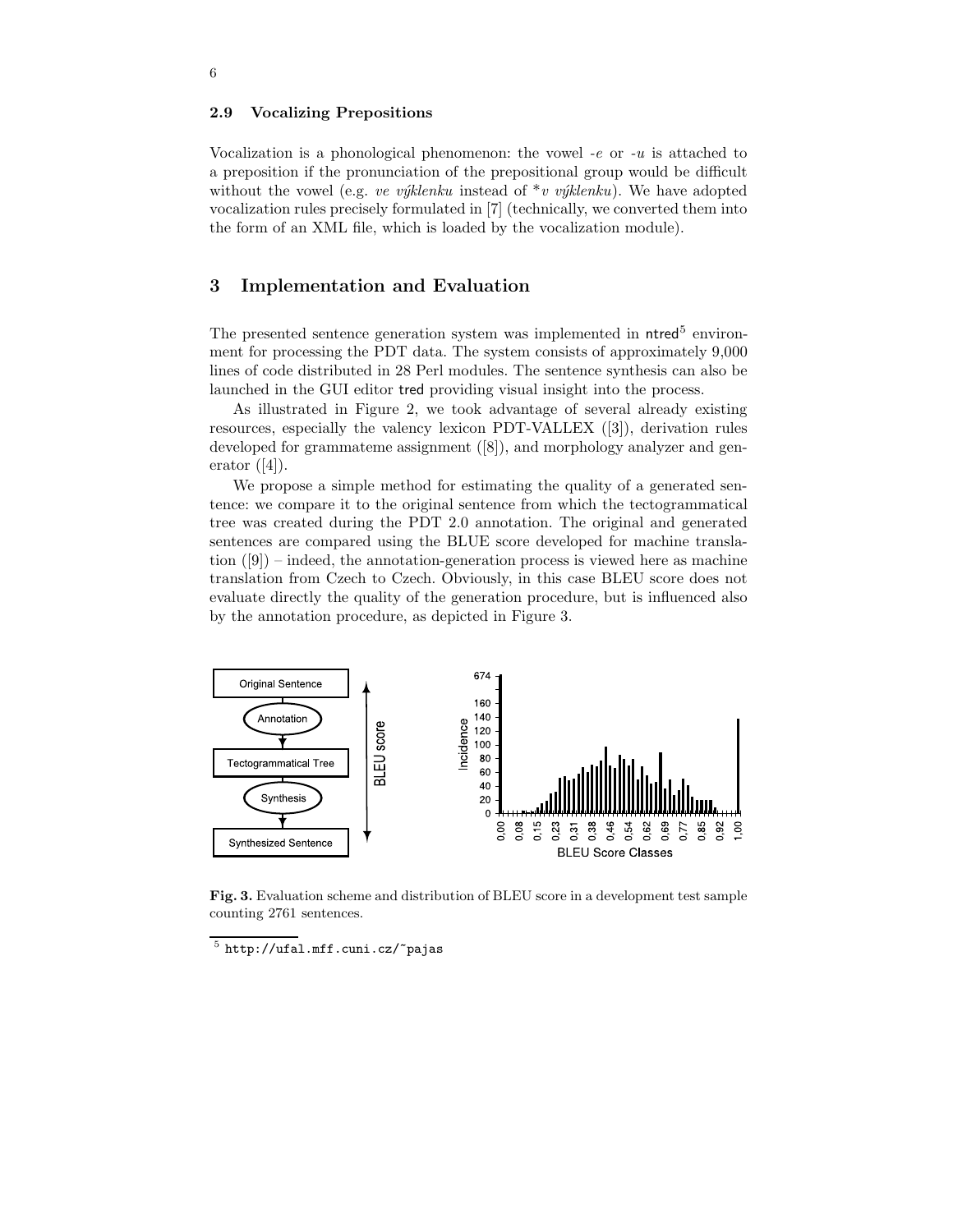### 2.9 Vocalizing Prepositions

Vocalization is a phonological phenomenon: the vowel *-e* or *-u* is attached to a preposition if the pronunciation of the prepositional group would be difficult without the vowel (e.g. *ve výklenku* instead of **v výklenku*). We have adopted vocalization rules precisely formulated in [7] (technically, we converted them into the form of an XML file, which is loaded by the vocalization module).

## 3 Implementation and Evaluation

The presented sentence generation system was implemented in ntred[5] environment for processing the PDT data. The system consists of approximately 9,000 lines of code distributed in 28 Perl modules. The sentence synthesis can also be launched in the GUI editor tred providing visual insight into the process.

As illustrated in Figure 2, we took advantage of several already existing resources, especially the valency lexicon PDT-VALLEX ([3]), derivation rules developed for grammateme assignment ([8]), and morphology analyzer and generator ([4]).

We propose a simple method for estimating the quality of a generated sentence: we compare it to the original sentence from which the tectogrammatical tree was created during the PDT 2.0 annotation. The original and generated sentences are compared using the BLUE score developed for machine translation ([9]) – indeed, the annotation-generation process is viewed here as machine translation from Czech to Czech. Obviously, in this case BLEU score does not evaluate directly the quality of the generation procedure, but is influenced also by the annotation procedure, as depicted in Figure 3.

**Fig. 3.** Evaluation scheme and distribution of BLEU score in a development test sample counting 2761 sentences.

[5] http://ufal.mff.cuni.cz/~pajas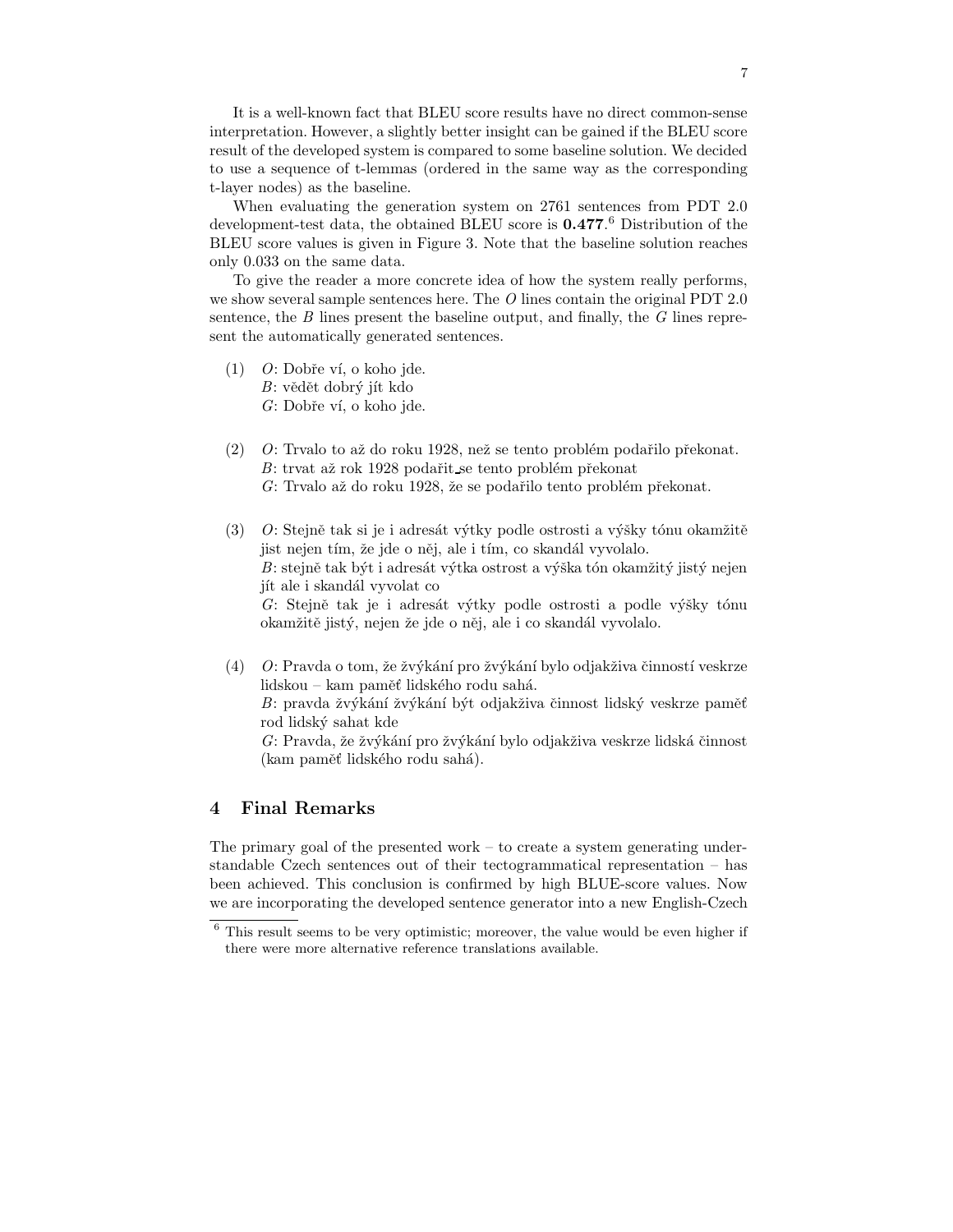It is a well-known fact that BLEU score results have no direct common-sense interpretation. However, a slightly better insight can be gained if the BLEU score result of the developed system is compared to some baseline solution. We decided to use a sequence of t-lemmas (ordered in the same way as the corresponding t-layer nodes) as the baseline.

When evaluating the generation system on 2761 sentences from PDT 2.0 development-test data, the obtained BLEU score is **0.477**.[6] Distribution of the BLEU score values is given in Figure 3. Note that the baseline solution reaches only 0.033 on the same data.

To give the reader a more concrete idea of how the system really performs, we show several sample sentences here. The *O* lines contain the original PDT 2.0 sentence, the *B* lines present the baseline output, and finally, the *G* lines represent the automatically generated sentences.

(1) *O*: Dobře ví, o koho jde.
*B*: vědět dobrý jít kdo
*G*: Dobře ví, o koho jde.

(2) *O*: Trvalo to až do roku 1928, než se tento problém podařilo překonat.
*B*: trvat až rok 1928 podařit_se tento problém překonat
*G*: Trvalo až do roku 1928, že se podařilo tento problém překonat.

(3) *O*: Stejně tak si je i adresát výtky podle ostrosti a výšky tónu okamžitě jist nejen tím, že jde o něj, ale i tím, co skandál vyvolalo.
*B*: stejně tak být i adresát výtka ostrost a výška tón okamžitý jistý nejen jít ale i skandál vyvolat co
*G*: Stejně tak je i adresát výtky podle ostrosti a podle výšky tónu okamžitě jistý, nejen že jde o něj, ale i co skandál vyvolalo.

(4) *O*: Pravda o tom, že žvýkání pro žvýkání bylo odjakživa činností veskrze lidskou – kam paměť lidského rodu sahá.
*B*: pravda žvýkání žvýkání být odjakživa činnost lidský veskrze paměť rod lidský sahat kde
*G*: Pravda, že žvýkání pro žvýkání bylo odjakživa veskrze lidská činnost (kam paměť lidského rodu sahá).

## 4 Final Remarks

The primary goal of the presented work – to create a system generating understandable Czech sentences out of their tectogrammatical representation – has been achieved. This conclusion is confirmed by high BLUE-score values. Now we are incorporating the developed sentence generator into a new English-Czech

[6] This result seems to be very optimistic; moreover, the value would be even higher if there were more alternative reference translations available.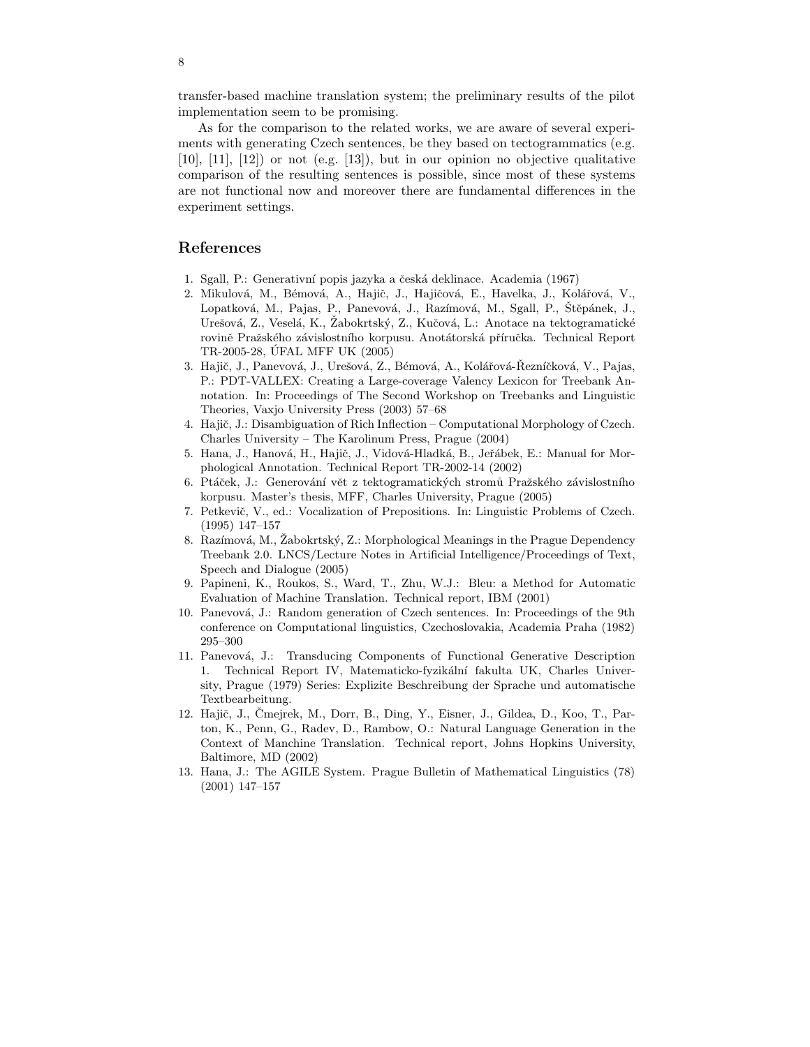transfer-based machine translation system; the preliminary results of the pilot implementation seem to be promising.

As for the comparison to the related works, we are aware of several experiments with generating Czech sentences, be they based on tectogrammatics (e.g. [10], [11], [12]) or not (e.g. [13]), but in our opinion no objective qualitative comparison of the resulting sentences is possible, since most of these systems are not functional now and moreover there are fundamental differences in the experiment settings.

## References

1. Sgall, P.: Generativní popis jazyka a česká deklinace. Academia (1967)
2. Mikulová, M., Bémová, A., Hajič, J., Hajičová, E., Havelka, J., Kolářová, V., Lopatková, M., Pajas, P., Panevová, J., Razímová, M., Sgall, P., Štěpánek, J., Urešová, Z., Veselá, K., Žabokrtský, Z., Kučová, L.: Anotace na tektogramatické rovině Pražského závislostního korpusu. Anotátorská příručka. Technical Report TR-2005-28, ÚFAL MFF UK (2005)
3. Hajič, J., Panevová, J., Urešová, Z., Bémová, A., Kolářová-Řezníčková, V., Pajas, P.: PDT-VALLEX: Creating a Large-coverage Valency Lexicon for Treebank Annotation. In: Proceedings of The Second Workshop on Treebanks and Linguistic Theories, Vaxjo University Press (2003) 57–68
4. Hajič, J.: Disambiguation of Rich Inflection – Computational Morphology of Czech. Charles University – The Karolinum Press, Prague (2004)
5. Hana, J., Hanová, H., Hajič, J., Vidová-Hladká, B., Jeřábek, E.: Manual for Morphological Annotation. Technical Report TR-2002-14 (2002)
6. Ptáček, J.: Generování vět z tektogramatických stromů Pražského závislostního korpusu. Master's thesis, MFF, Charles University, Prague (2005)
7. Petkevič, V., ed.: Vocalization of Prepositions. In: Linguistic Problems of Czech. (1995) 147–157
8. Razímová, M., Žabokrtský, Z.: Morphological Meanings in the Prague Dependency Treebank 2.0. LNCS/Lecture Notes in Artificial Intelligence/Proceedings of Text, Speech and Dialogue (2005)
9. Papineni, K., Roukos, S., Ward, T., Zhu, W.J.: Bleu: a Method for Automatic Evaluation of Machine Translation. Technical report, IBM (2001)
10. Panevová, J.: Random generation of Czech sentences. In: Proceedings of the 9th conference on Computational linguistics, Czechoslovakia, Academia Praha (1982) 295–300
11. Panevová, J.: Transducing Components of Functional Generative Description 1. Technical Report IV, Matematicko-fyzikální fakulta UK, Charles University, Prague (1979) Series: Explizite Beschreibung der Sprache und automatische Textbearbeitung.
12. Hajič, J., Čmejrek, M., Dorr, B., Ding, Y., Eisner, J., Gildea, D., Koo, T., Parton, K., Penn, G., Radev, D., Rambow, O.: Natural Language Generation in the Context of Manchine Translation. Technical report, Johns Hopkins University, Baltimore, MD (2002)
13. Hana, J.: The AGILE System. Prague Bulletin of Mathematical Linguistics (78) (2001) 147–157